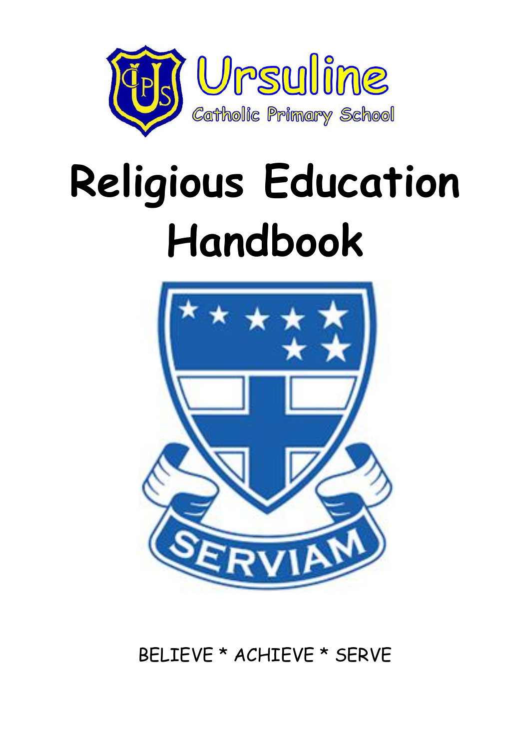Ursuline
Catholic Primary School

# Religious Education Handbook

SERVIAM

BELIEVE * ACHIEVE * SERVE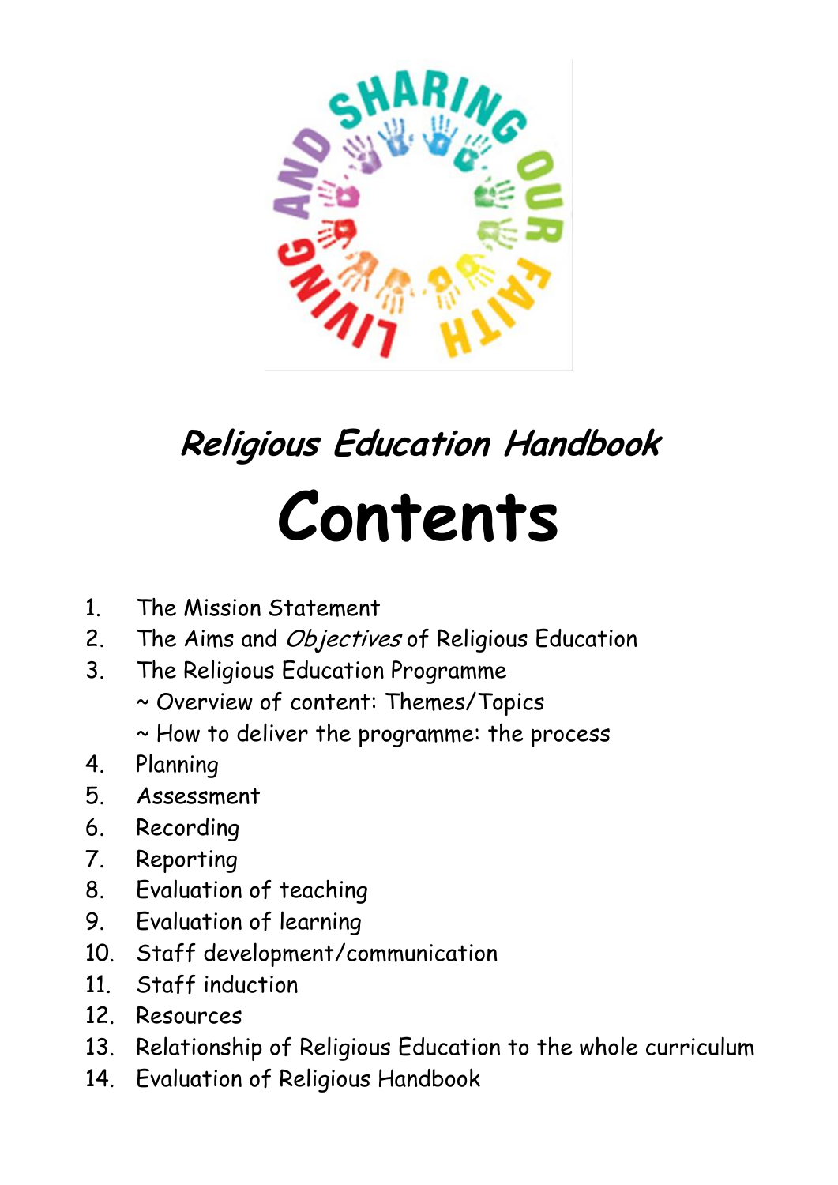## *Religious Education Handbook*

# Contents

1. The Mission Statement
2. The Aims and *Objectives* of Religious Education
3. The Religious Education Programme
   ~ Overview of content: Themes/Topics
   ~ How to deliver the programme: the process
4. Planning
5. Assessment
6. Recording
7. Reporting
8. Evaluation of teaching
9. Evaluation of learning
10. Staff development/communication
11. Staff induction
12. Resources
13. Relationship of Religious Education to the whole curriculum
14. Evaluation of Religious Handbook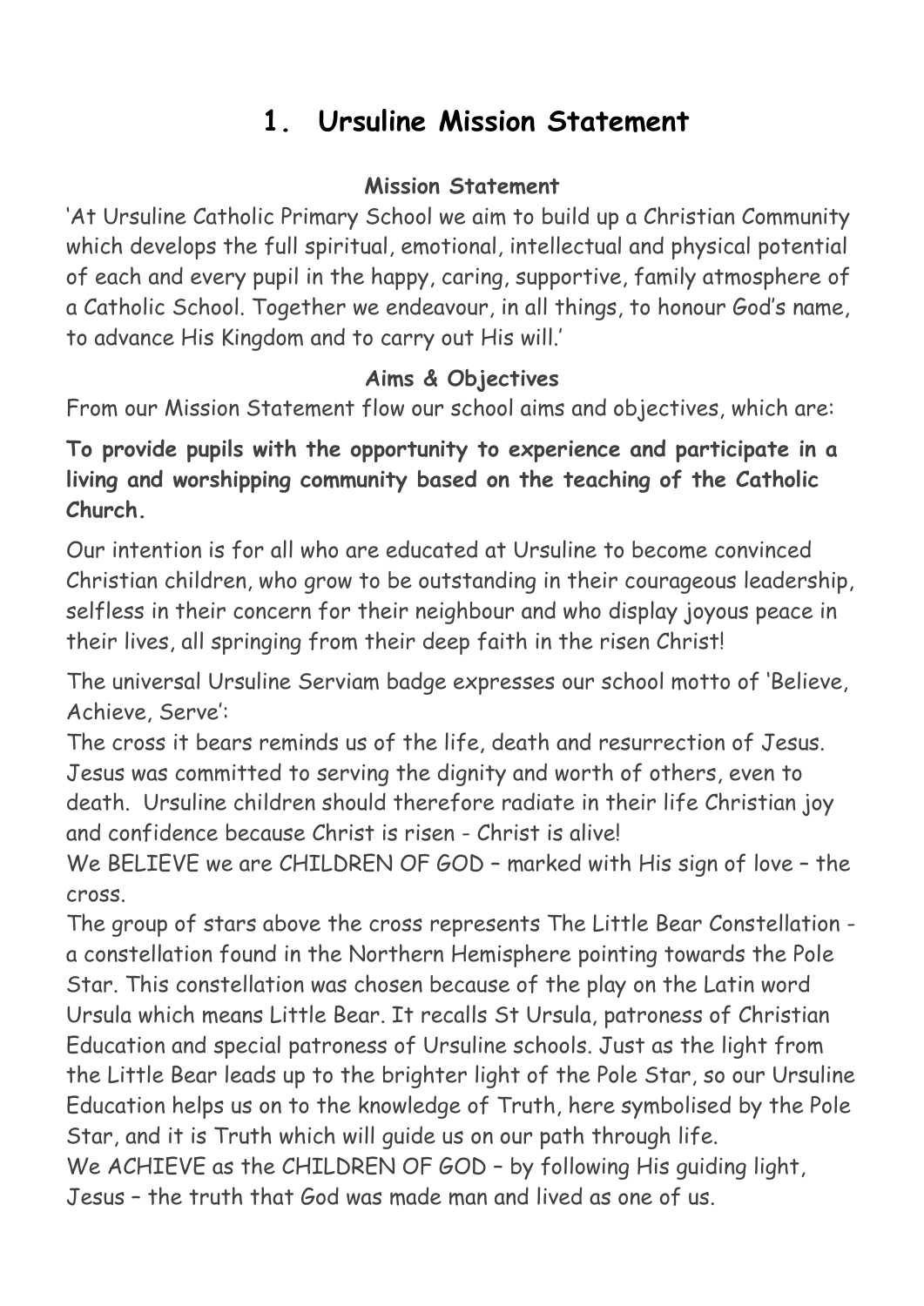# 1. Ursuline Mission Statement

### Mission Statement

'At Ursuline Catholic Primary School we aim to build up a Christian Community which develops the full spiritual, emotional, intellectual and physical potential of each and every pupil in the happy, caring, supportive, family atmosphere of a Catholic School. Together we endeavour, in all things, to honour God's name, to advance His Kingdom and to carry out His will.'

### Aims & Objectives

From our Mission Statement flow our school aims and objectives, which are:

**To provide pupils with the opportunity to experience and participate in a living and worshipping community based on the teaching of the Catholic Church.**

Our intention is for all who are educated at Ursuline to become convinced Christian children, who grow to be outstanding in their courageous leadership, selfless in their concern for their neighbour and who display joyous peace in their lives, all springing from their deep faith in the risen Christ!

The universal Ursuline Serviam badge expresses our school motto of 'Believe, Achieve, Serve':

The cross it bears reminds us of the life, death and resurrection of Jesus. Jesus was committed to serving the dignity and worth of others, even to death. Ursuline children should therefore radiate in their life Christian joy and confidence because Christ is risen - Christ is alive!

We BELIEVE we are CHILDREN OF GOD – marked with His sign of love – the cross.

The group of stars above the cross represents The Little Bear Constellation - a constellation found in the Northern Hemisphere pointing towards the Pole Star. This constellation was chosen because of the play on the Latin word Ursula which means Little Bear. It recalls St Ursula, patroness of Christian Education and special patroness of Ursuline schools. Just as the light from the Little Bear leads up to the brighter light of the Pole Star, so our Ursuline Education helps us on to the knowledge of Truth, here symbolised by the Pole Star, and it is Truth which will guide us on our path through life.

We ACHIEVE as the CHILDREN OF GOD – by following His guiding light, Jesus – the truth that God was made man and lived as one of us.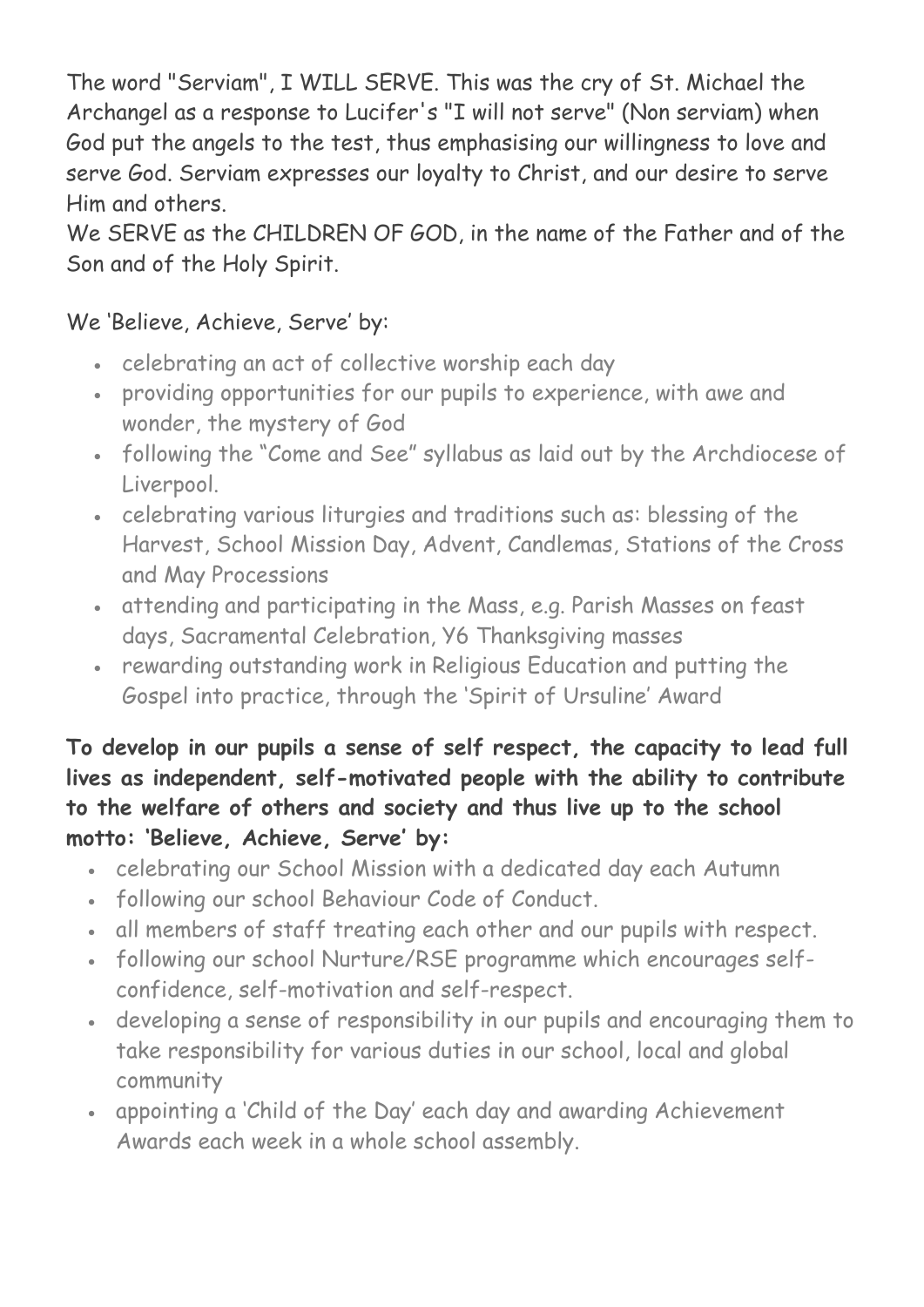The word "Serviam", I WILL SERVE. This was the cry of St. Michael the Archangel as a response to Lucifer's "I will not serve" (Non serviam) when God put the angels to the test, thus emphasising our willingness to love and serve God. Serviam expresses our loyalty to Christ, and our desire to serve Him and others.
We SERVE as the CHILDREN OF GOD, in the name of the Father and of the Son and of the Holy Spirit.

We 'Believe, Achieve, Serve' by:

- celebrating an act of collective worship each day
- providing opportunities for our pupils to experience, with awe and wonder, the mystery of God
- following the "Come and See" syllabus as laid out by the Archdiocese of Liverpool.
- celebrating various liturgies and traditions such as: blessing of the Harvest, School Mission Day, Advent, Candlemas, Stations of the Cross and May Processions
- attending and participating in the Mass, e.g. Parish Masses on feast days, Sacramental Celebration, Y6 Thanksgiving masses
- rewarding outstanding work in Religious Education and putting the Gospel into practice, through the 'Spirit of Ursuline' Award

**To develop in our pupils a sense of self respect, the capacity to lead full lives as independent, self-motivated people with the ability to contribute to the welfare of others and society and thus live up to the school motto: 'Believe, Achieve, Serve' by:**

- celebrating our School Mission with a dedicated day each Autumn
- following our school Behaviour Code of Conduct.
- all members of staff treating each other and our pupils with respect.
- following our school Nurture/RSE programme which encourages self-confidence, self-motivation and self-respect.
- developing a sense of responsibility in our pupils and encouraging them to take responsibility for various duties in our school, local and global community
- appointing a 'Child of the Day' each day and awarding Achievement Awards each week in a whole school assembly.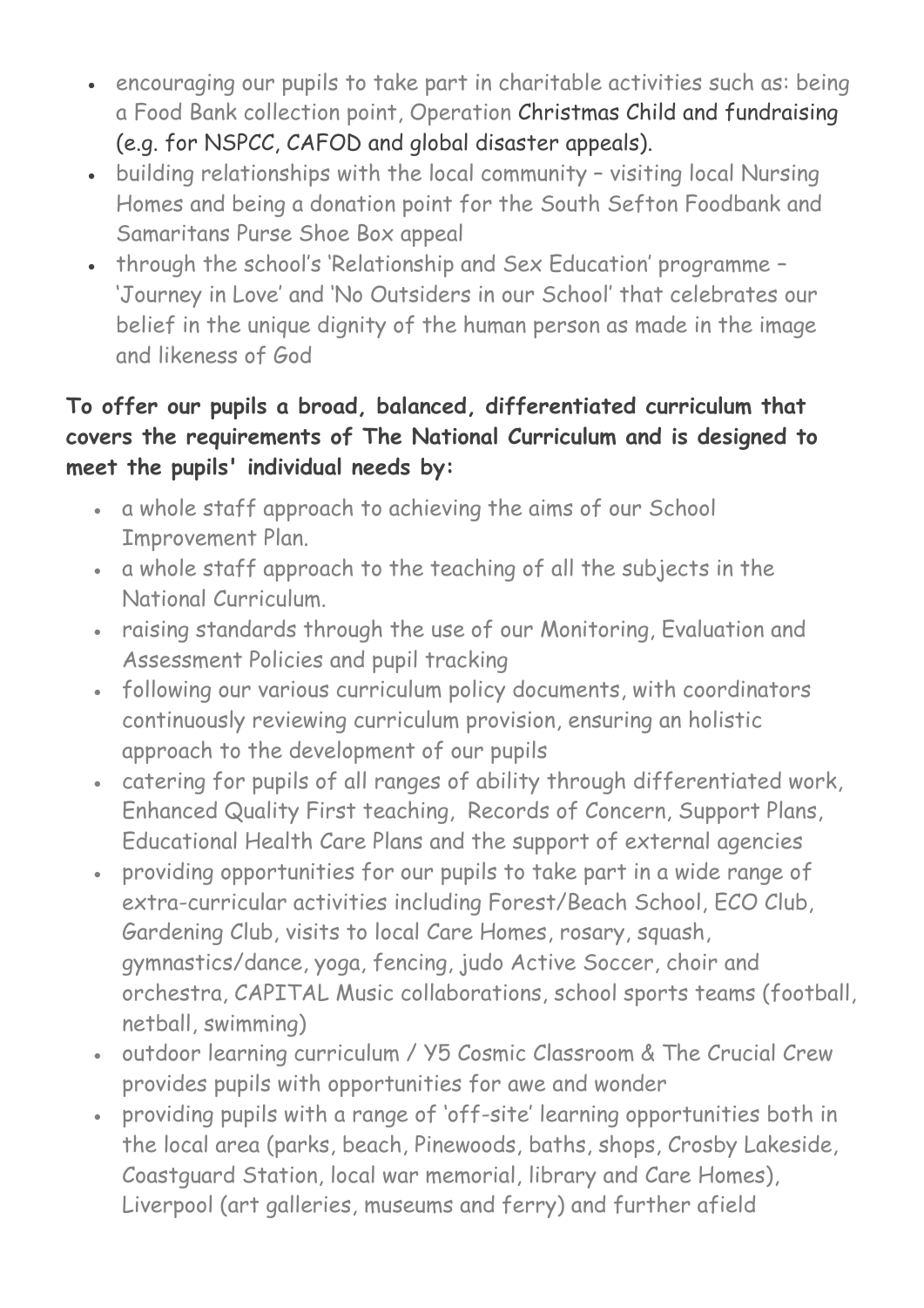- encouraging our pupils to take part in charitable activities such as: being a Food Bank collection point, Operation Christmas Child and fundraising (e.g. for NSPCC, CAFOD and global disaster appeals).
- building relationships with the local community – visiting local Nursing Homes and being a donation point for the South Sefton Foodbank and Samaritans Purse Shoe Box appeal
- through the school's 'Relationship and Sex Education' programme – 'Journey in Love' and 'No Outsiders in our School' that celebrates our belief in the unique dignity of the human person as made in the image and likeness of God

**To offer our pupils a broad, balanced, differentiated curriculum that covers the requirements of The National Curriculum and is designed to meet the pupils' individual needs by:**

- a whole staff approach to achieving the aims of our School Improvement Plan.
- a whole staff approach to the teaching of all the subjects in the National Curriculum.
- raising standards through the use of our Monitoring, Evaluation and Assessment Policies and pupil tracking
- following our various curriculum policy documents, with coordinators continuously reviewing curriculum provision, ensuring an holistic approach to the development of our pupils
- catering for pupils of all ranges of ability through differentiated work, Enhanced Quality First teaching, Records of Concern, Support Plans, Educational Health Care Plans and the support of external agencies
- providing opportunities for our pupils to take part in a wide range of extra-curricular activities including Forest/Beach School, ECO Club, Gardening Club, visits to local Care Homes, rosary, squash, gymnastics/dance, yoga, fencing, judo Active Soccer, choir and orchestra, CAPITAL Music collaborations, school sports teams (football, netball, swimming)
- outdoor learning curriculum / Y5 Cosmic Classroom & The Crucial Crew provides pupils with opportunities for awe and wonder
- providing pupils with a range of 'off-site' learning opportunities both in the local area (parks, beach, Pinewoods, baths, shops, Crosby Lakeside, Coastguard Station, local war memorial, library and Care Homes), Liverpool (art galleries, museums and ferry) and further afield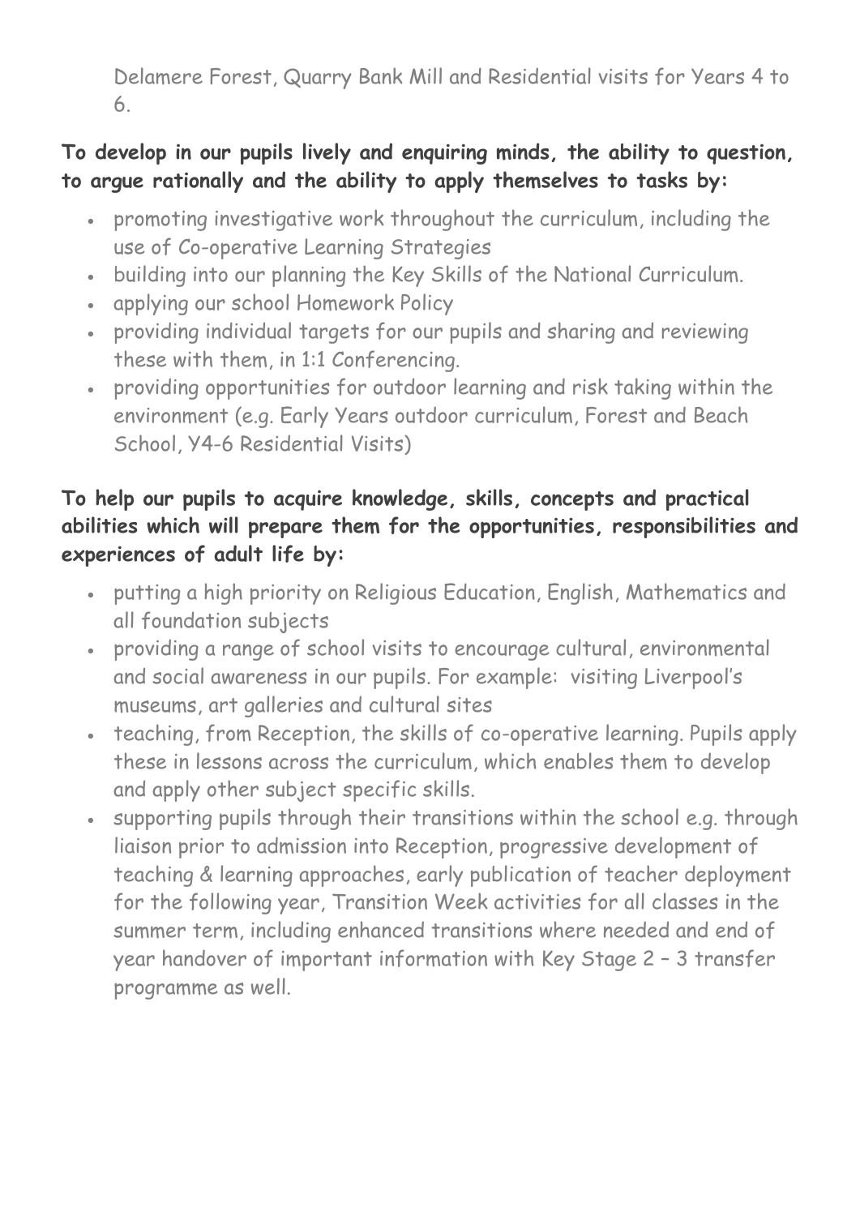Delamere Forest, Quarry Bank Mill and Residential visits for Years 4 to 6.

**To develop in our pupils lively and enquiring minds, the ability to question, to argue rationally and the ability to apply themselves to tasks by:**

- promoting investigative work throughout the curriculum, including the use of Co-operative Learning Strategies
- building into our planning the Key Skills of the National Curriculum.
- applying our school Homework Policy
- providing individual targets for our pupils and sharing and reviewing these with them, in 1:1 Conferencing.
- providing opportunities for outdoor learning and risk taking within the environment (e.g. Early Years outdoor curriculum, Forest and Beach School, Y4-6 Residential Visits)

**To help our pupils to acquire knowledge, skills, concepts and practical abilities which will prepare them for the opportunities, responsibilities and experiences of adult life by:**

- putting a high priority on Religious Education, English, Mathematics and all foundation subjects
- providing a range of school visits to encourage cultural, environmental and social awareness in our pupils. For example: visiting Liverpool's museums, art galleries and cultural sites
- teaching, from Reception, the skills of co-operative learning. Pupils apply these in lessons across the curriculum, which enables them to develop and apply other subject specific skills.
- supporting pupils through their transitions within the school e.g. through liaison prior to admission into Reception, progressive development of teaching & learning approaches, early publication of teacher deployment for the following year, Transition Week activities for all classes in the summer term, including enhanced transitions where needed and end of year handover of important information with Key Stage 2 – 3 transfer programme as well.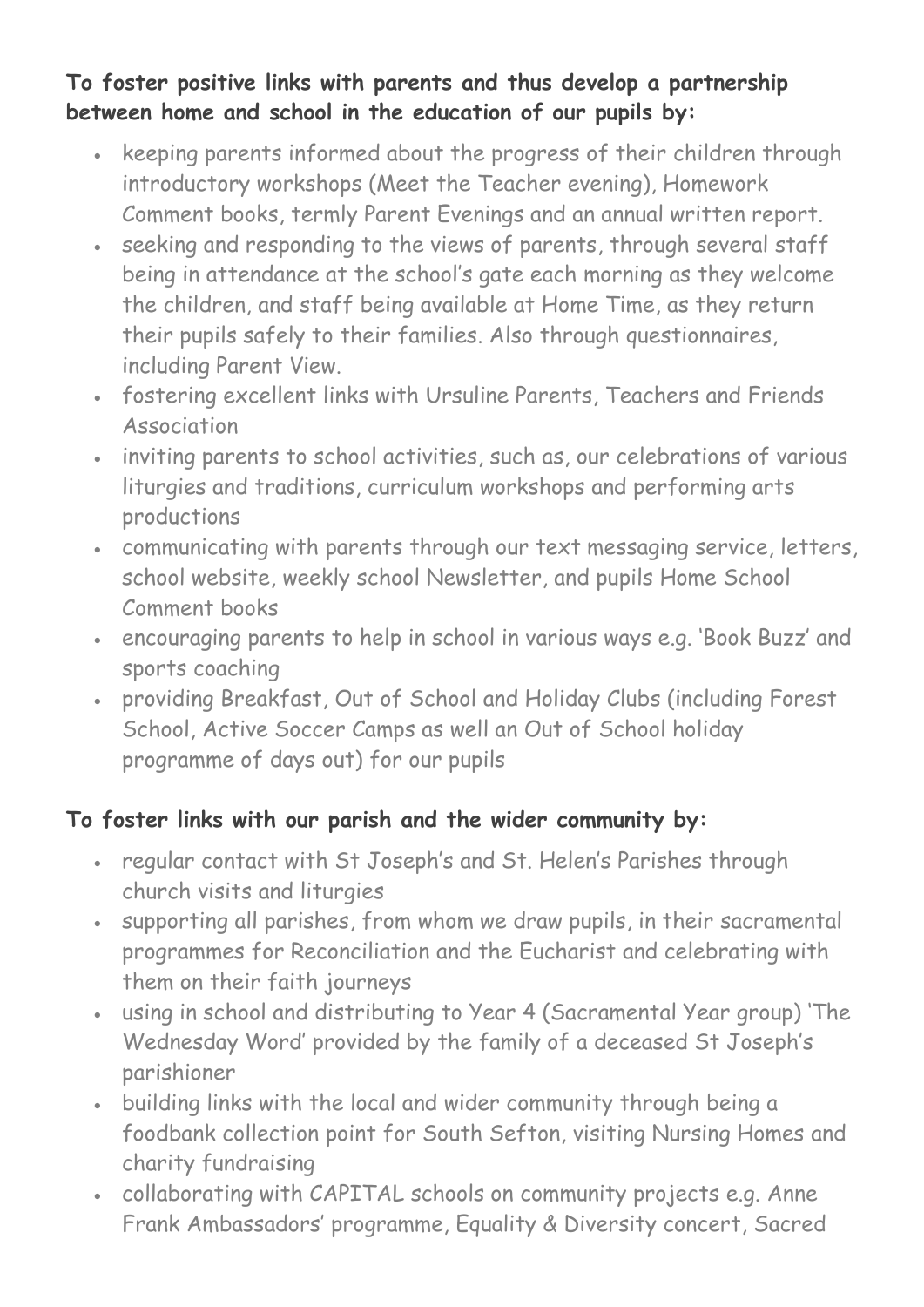**To foster positive links with parents and thus develop a partnership between home and school in the education of our pupils by:**

- keeping parents informed about the progress of their children through introductory workshops (Meet the Teacher evening), Homework Comment books, termly Parent Evenings and an annual written report.
- seeking and responding to the views of parents, through several staff being in attendance at the school's gate each morning as they welcome the children, and staff being available at Home Time, as they return their pupils safely to their families. Also through questionnaires, including Parent View.
- fostering excellent links with Ursuline Parents, Teachers and Friends Association
- inviting parents to school activities, such as, our celebrations of various liturgies and traditions, curriculum workshops and performing arts productions
- communicating with parents through our text messaging service, letters, school website, weekly school Newsletter, and pupils Home School Comment books
- encouraging parents to help in school in various ways e.g. 'Book Buzz' and sports coaching
- providing Breakfast, Out of School and Holiday Clubs (including Forest School, Active Soccer Camps as well an Out of School holiday programme of days out) for our pupils

**To foster links with our parish and the wider community by:**

- regular contact with St Joseph's and St. Helen's Parishes through church visits and liturgies
- supporting all parishes, from whom we draw pupils, in their sacramental programmes for Reconciliation and the Eucharist and celebrating with them on their faith journeys
- using in school and distributing to Year 4 (Sacramental Year group) 'The Wednesday Word' provided by the family of a deceased St Joseph's parishioner
- building links with the local and wider community through being a foodbank collection point for South Sefton, visiting Nursing Homes and charity fundraising
- collaborating with CAPITAL schools on community projects e.g. Anne Frank Ambassadors' programme, Equality & Diversity concert, Sacred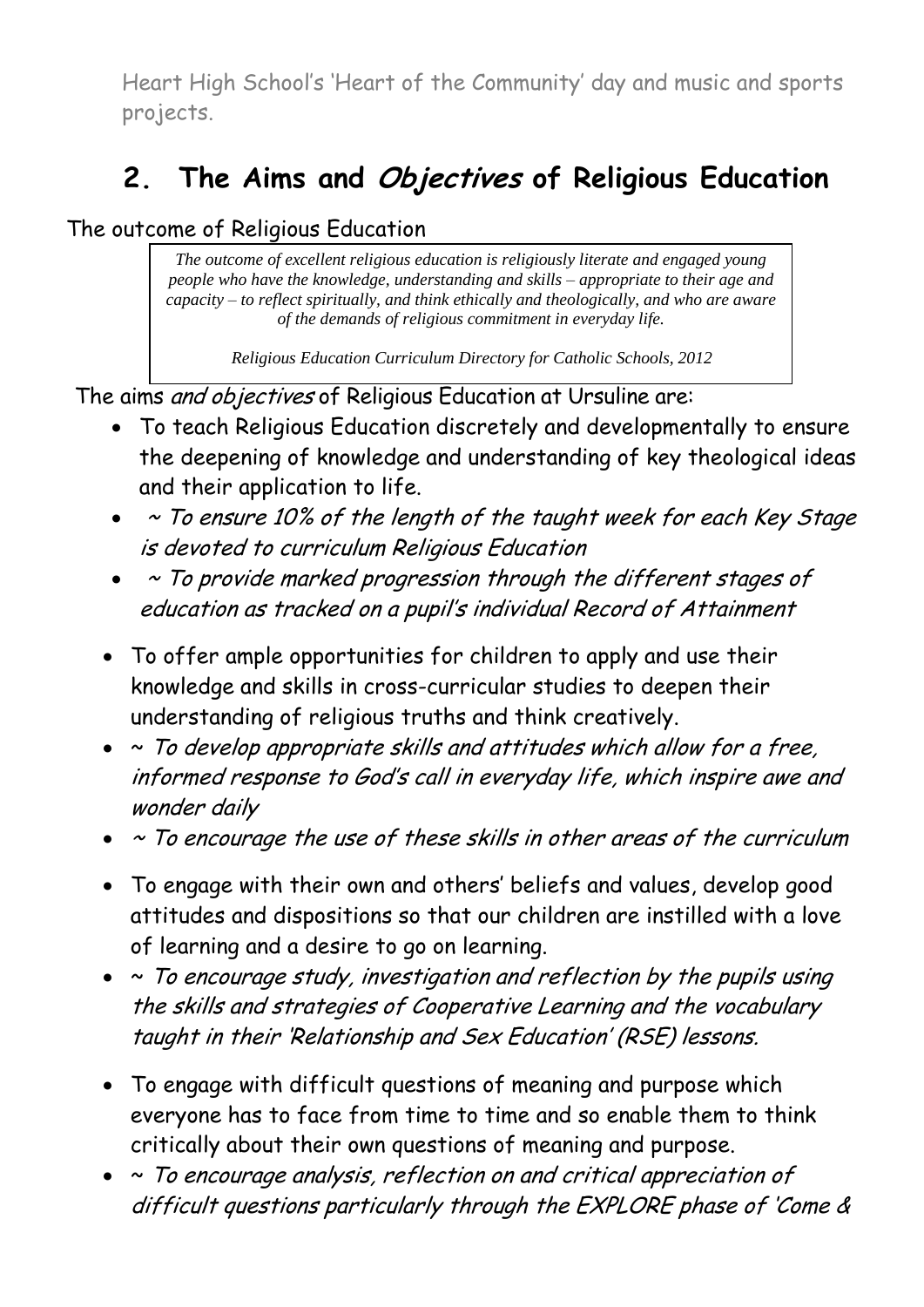Heart High School's 'Heart of the Community' day and music and sports projects.

## 2. The Aims and *Objectives* of Religious Education

The outcome of Religious Education

> *The outcome of excellent religious education is religiously literate and engaged young people who have the knowledge, understanding and skills – appropriate to their age and capacity – to reflect spiritually, and think ethically and theologically, and who are aware of the demands of religious commitment in everyday life.*
>
> *Religious Education Curriculum Directory for Catholic Schools, 2012*

The aims *and objectives* of Religious Education at Ursuline are:

- To teach Religious Education discretely and developmentally to ensure the deepening of knowledge and understanding of key theological ideas and their application to life.
- *~ To ensure 10% of the length of the taught week for each Key Stage is devoted to curriculum Religious Education*
- *~ To provide marked progression through the different stages of education as tracked on a pupil's individual Record of Attainment*
- To offer ample opportunities for children to apply and use their knowledge and skills in cross-curricular studies to deepen their understanding of religious truths and think creatively.
- *~ To develop appropriate skills and attitudes which allow for a free, informed response to God's call in everyday life, which inspire awe and wonder daily*
- *~ To encourage the use of these skills in other areas of the curriculum*
- To engage with their own and others' beliefs and values, develop good attitudes and dispositions so that our children are instilled with a love of learning and a desire to go on learning.
- *~ To encourage study, investigation and reflection by the pupils using the skills and strategies of Cooperative Learning and the vocabulary taught in their 'Relationship and Sex Education' (RSE) lessons.*
- To engage with difficult questions of meaning and purpose which everyone has to face from time to time and so enable them to think critically about their own questions of meaning and purpose.
- *~ To encourage analysis, reflection on and critical appreciation of difficult questions particularly through the EXPLORE phase of 'Come &*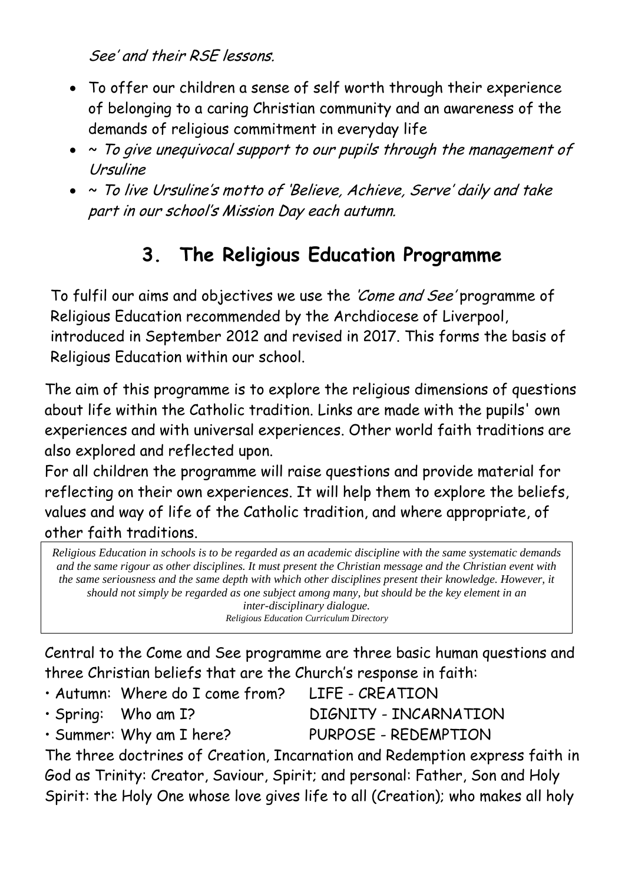*See' and their RSE lessons.*

- To offer our children a sense of self worth through their experience of belonging to a caring Christian community and an awareness of the demands of religious commitment in everyday life
- ~ *To give unequivocal support to our pupils through the management of Ursuline*
- ~ *To live Ursuline's motto of 'Believe, Achieve, Serve' daily and take part in our school's Mission Day each autumn.*

## 3. The Religious Education Programme

To fulfil our aims and objectives we use the *'Come and See'* programme of Religious Education recommended by the Archdiocese of Liverpool, introduced in September 2012 and revised in 2017. This forms the basis of Religious Education within our school.

The aim of this programme is to explore the religious dimensions of questions about life within the Catholic tradition. Links are made with the pupils' own experiences and with universal experiences. Other world faith traditions are also explored and reflected upon.

For all children the programme will raise questions and provide material for reflecting on their own experiences. It will help them to explore the beliefs, values and way of life of the Catholic tradition, and where appropriate, of other faith traditions.

> *Religious Education in schools is to be regarded as an academic discipline with the same systematic demands and the same rigour as other disciplines. It must present the Christian message and the Christian event with the same seriousness and the same depth with which other disciplines present their knowledge. However, it should not simply be regarded as one subject among many, but should be the key element in an inter-disciplinary dialogue.*
>
> *Religious Education Curriculum Directory*

Central to the Come and See programme are three basic human questions and three Christian beliefs that are the Church's response in faith:

- Autumn: Where do I come from? LIFE - CREATION
- Spring: Who am I? DIGNITY - INCARNATION
- Summer: Why am I here? PURPOSE - REDEMPTION

The three doctrines of Creation, Incarnation and Redemption express faith in God as Trinity: Creator, Saviour, Spirit; and personal: Father, Son and Holy Spirit: the Holy One whose love gives life to all (Creation); who makes all holy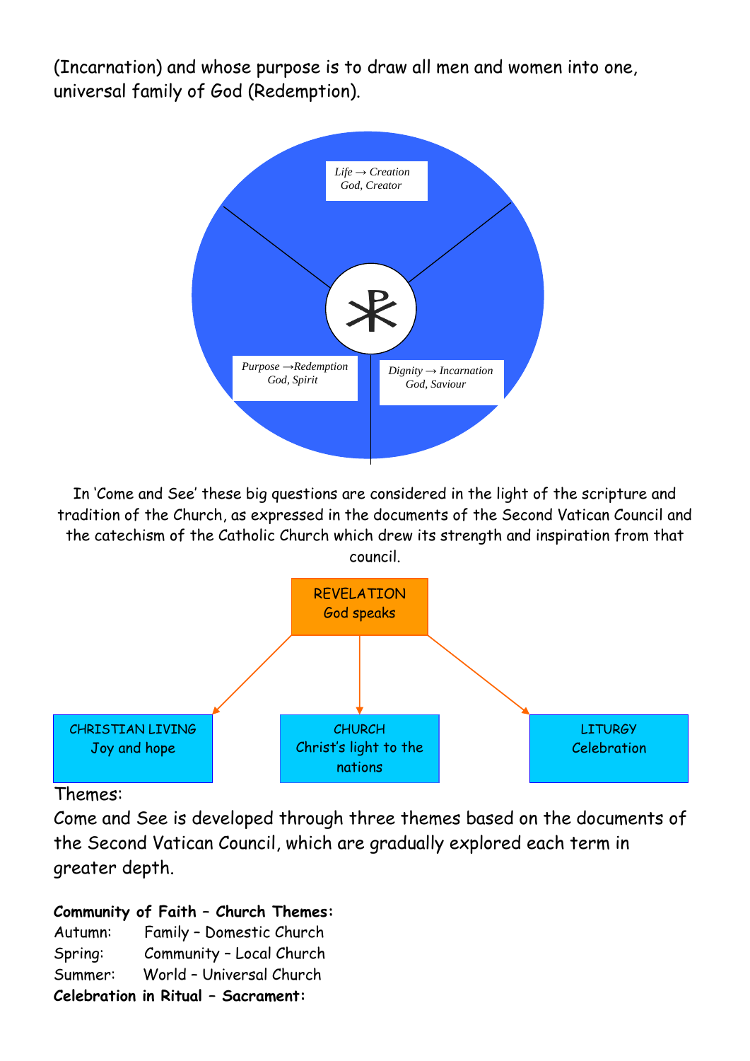(Incarnation) and whose purpose is to draw all men and women into one, universal family of God (Redemption).

*Life → Creation*
*God, Creator*

*Purpose → Redemption*
*God, Spirit*

*Dignity → Incarnation*
*God, Saviour*

In 'Come and See' these big questions are considered in the light of the scripture and tradition of the Church, as expressed in the documents of the Second Vatican Council and the catechism of the Catholic Church which drew its strength and inspiration from that council.

REVELATION
God speaks

CHRISTIAN LIVING
Joy and hope

CHURCH
Christ's light to the nations

LITURGY
Celebration

Themes:

Come and See is developed through three themes based on the documents of the Second Vatican Council, which are gradually explored each term in greater depth.

**Community of Faith – Church Themes:**

Autumn: Family – Domestic Church
Spring: Community – Local Church
Summer: World – Universal Church

**Celebration in Ritual – Sacrament:**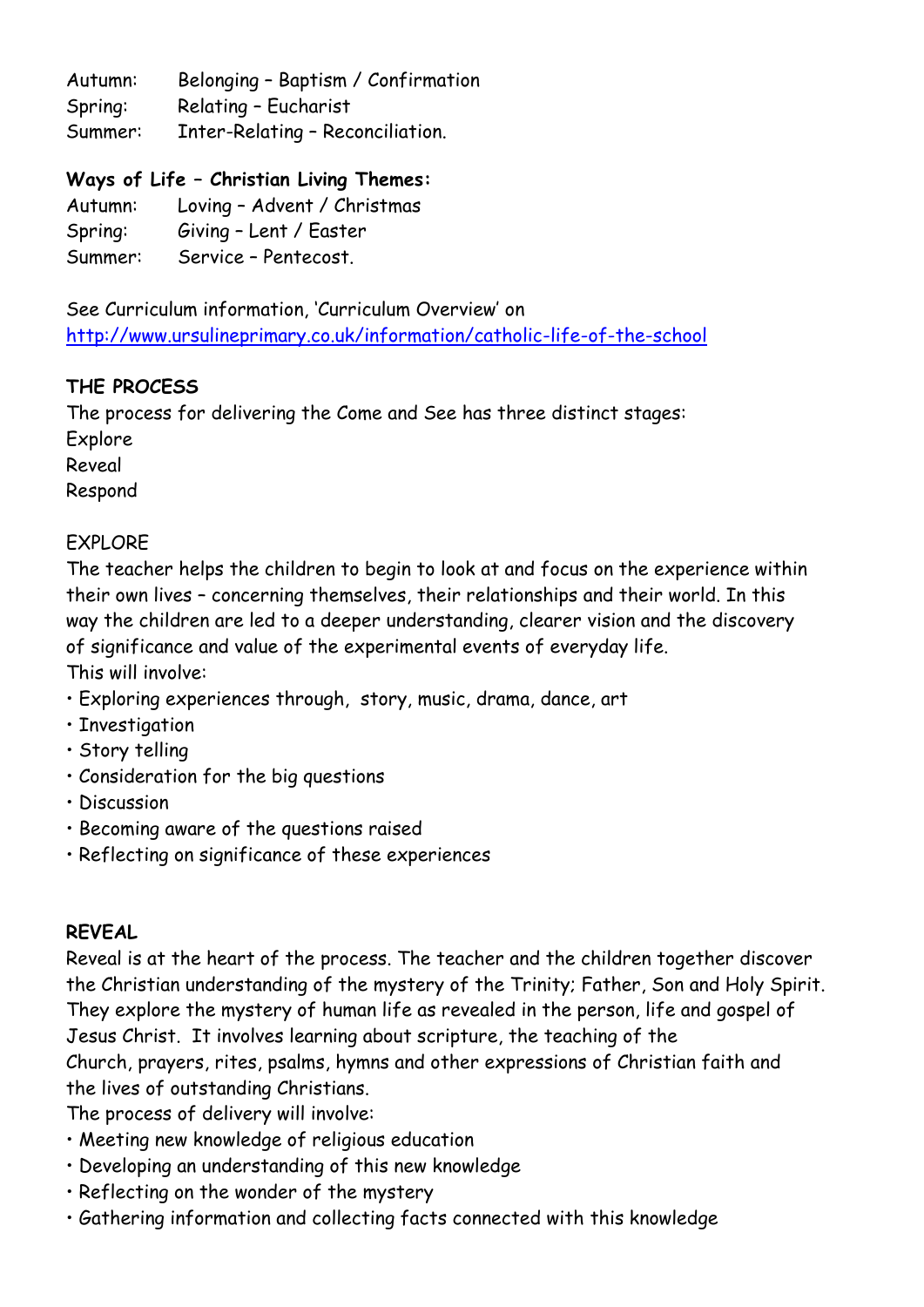Autumn: Belonging – Baptism / Confirmation
Spring: Relating – Eucharist
Summer: Inter-Relating – Reconciliation.

**Ways of Life – Christian Living Themes:**

Autumn: Loving – Advent / Christmas
Spring: Giving – Lent / Easter
Summer: Service – Pentecost.

See Curriculum information, 'Curriculum Overview' on http://www.ursulineprimary.co.uk/information/catholic-life-of-the-school

**THE PROCESS**

The process for delivering the Come and See has three distinct stages:
Explore
Reveal
Respond

EXPLORE

The teacher helps the children to begin to look at and focus on the experience within their own lives – concerning themselves, their relationships and their world. In this way the children are led to a deeper understanding, clearer vision and the discovery of significance and value of the experimental events of everyday life.
This will involve:

- Exploring experiences through, story, music, drama, dance, art
- Investigation
- Story telling
- Consideration for the big questions
- Discussion
- Becoming aware of the questions raised
- Reflecting on significance of these experiences

**REVEAL**

Reveal is at the heart of the process. The teacher and the children together discover the Christian understanding of the mystery of the Trinity; Father, Son and Holy Spirit. They explore the mystery of human life as revealed in the person, life and gospel of Jesus Christ. It involves learning about scripture, the teaching of the Church, prayers, rites, psalms, hymns and other expressions of Christian faith and the lives of outstanding Christians.
The process of delivery will involve:

- Meeting new knowledge of religious education
- Developing an understanding of this new knowledge
- Reflecting on the wonder of the mystery
- Gathering information and collecting facts connected with this knowledge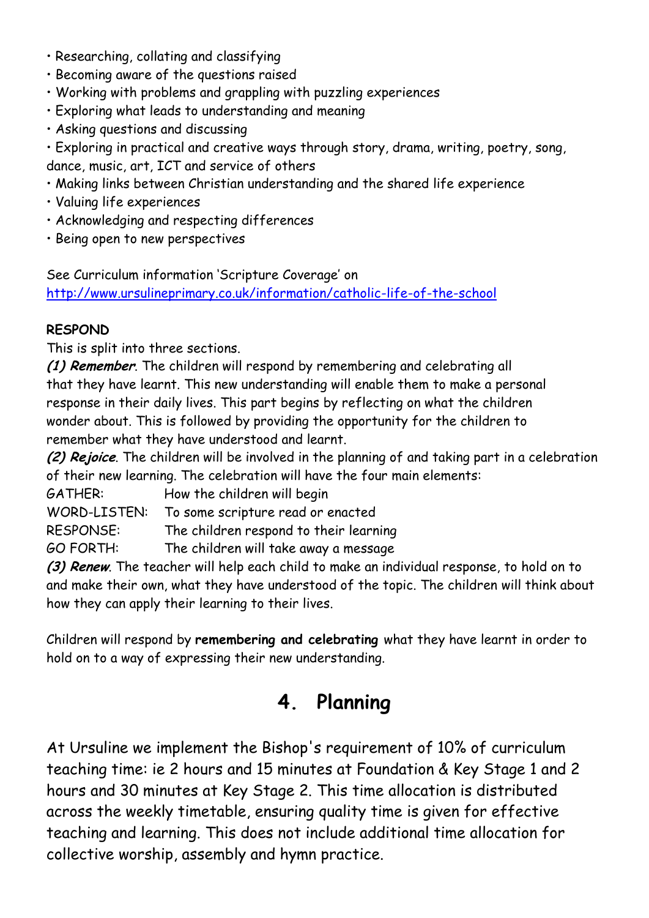- Researching, collating and classifying
- Becoming aware of the questions raised
- Working with problems and grappling with puzzling experiences
- Exploring what leads to understanding and meaning
- Asking questions and discussing
- Exploring in practical and creative ways through story, drama, writing, poetry, song, dance, music, art, ICT and service of others
- Making links between Christian understanding and the shared life experience
- Valuing life experiences
- Acknowledging and respecting differences
- Being open to new perspectives

See Curriculum information 'Scripture Coverage' on [http://www.ursulineprimary.co.uk/information/catholic-life-of-the-school](http://www.ursulineprimary.co.uk/information/catholic-life-of-the-school)

**RESPOND**

This is split into three sections.

***(1) Remember***. The children will respond by remembering and celebrating all that they have learnt. This new understanding will enable them to make a personal response in their daily lives. This part begins by reflecting on what the children wonder about. This is followed by providing the opportunity for the children to remember what they have understood and learnt.

***(2) Rejoice***. The children will be involved in the planning of and taking part in a celebration of their new learning. The celebration will have the four main elements:

GATHER: How the children will begin
WORD-LISTEN: To some scripture read or enacted
RESPONSE: The children respond to their learning
GO FORTH: The children will take away a message

***(3) Renew***. The teacher will help each child to make an individual response, to hold on to and make their own, what they have understood of the topic. The children will think about how they can apply their learning to their lives.

Children will respond by **remembering and celebrating** what they have learnt in order to hold on to a way of expressing their new understanding.

## 4. Planning

At Ursuline we implement the Bishop's requirement of 10% of curriculum teaching time: ie 2 hours and 15 minutes at Foundation & Key Stage 1 and 2 hours and 30 minutes at Key Stage 2. This time allocation is distributed across the weekly timetable, ensuring quality time is given for effective teaching and learning. This does not include additional time allocation for collective worship, assembly and hymn practice.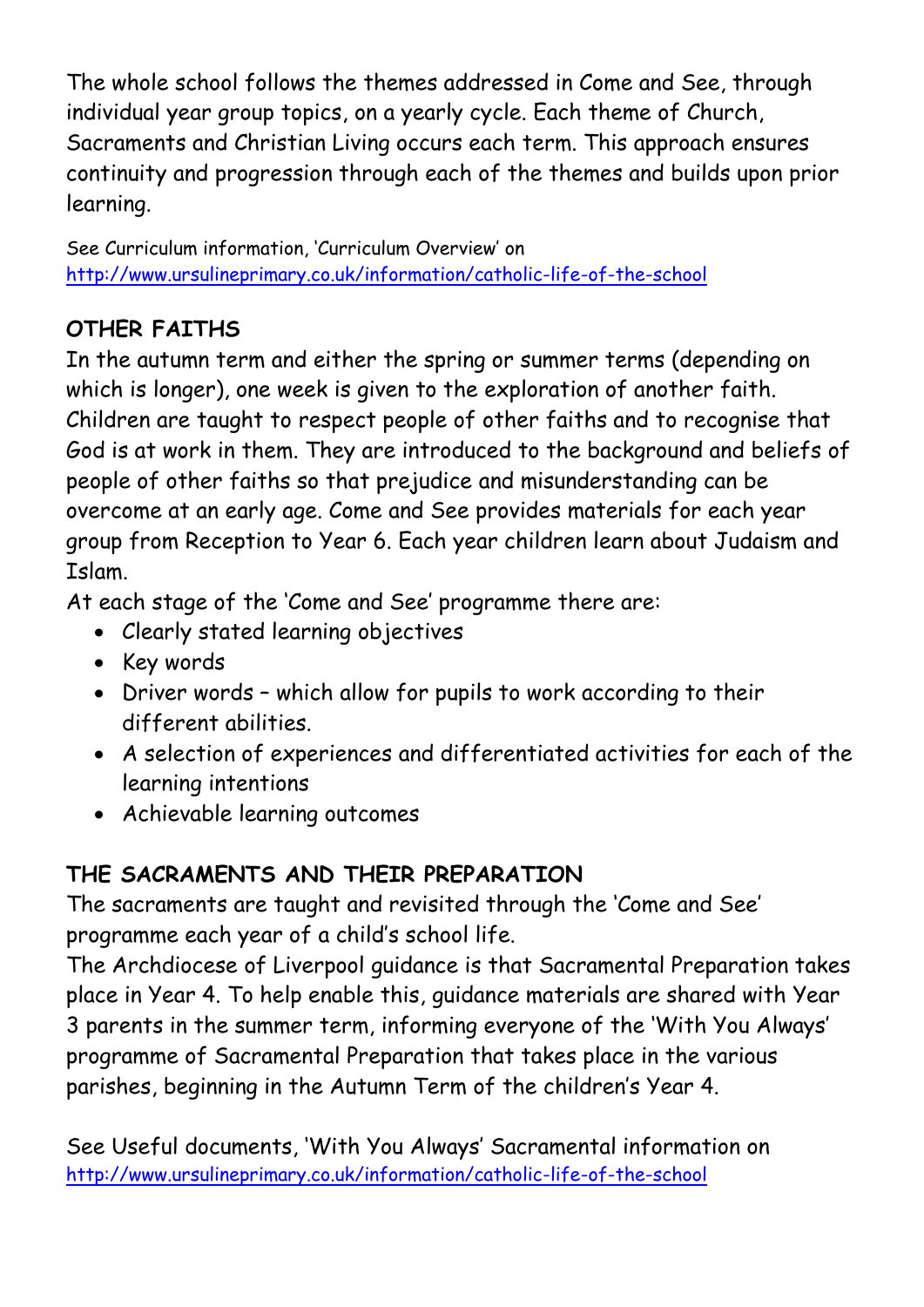The whole school follows the themes addressed in Come and See, through individual year group topics, on a yearly cycle. Each theme of Church, Sacraments and Christian Living occurs each term. This approach ensures continuity and progression through each of the themes and builds upon prior learning.

See Curriculum information, 'Curriculum Overview' on http://www.ursulineprimary.co.uk/information/catholic-life-of-the-school

**OTHER FAITHS**

In the autumn term and either the spring or summer terms (depending on which is longer), one week is given to the exploration of another faith. Children are taught to respect people of other faiths and to recognise that God is at work in them. They are introduced to the background and beliefs of people of other faiths so that prejudice and misunderstanding can be overcome at an early age. Come and See provides materials for each year group from Reception to Year 6. Each year children learn about Judaism and Islam.

At each stage of the 'Come and See' programme there are:

- Clearly stated learning objectives
- Key words
- Driver words – which allow for pupils to work according to their different abilities.
- A selection of experiences and differentiated activities for each of the learning intentions
- Achievable learning outcomes

**THE SACRAMENTS AND THEIR PREPARATION**

The sacraments are taught and revisited through the 'Come and See' programme each year of a child's school life.

The Archdiocese of Liverpool guidance is that Sacramental Preparation takes place in Year 4. To help enable this, guidance materials are shared with Year 3 parents in the summer term, informing everyone of the 'With You Always' programme of Sacramental Preparation that takes place in the various parishes, beginning in the Autumn Term of the children's Year 4.

See Useful documents, 'With You Always' Sacramental information on http://www.ursulineprimary.co.uk/information/catholic-life-of-the-school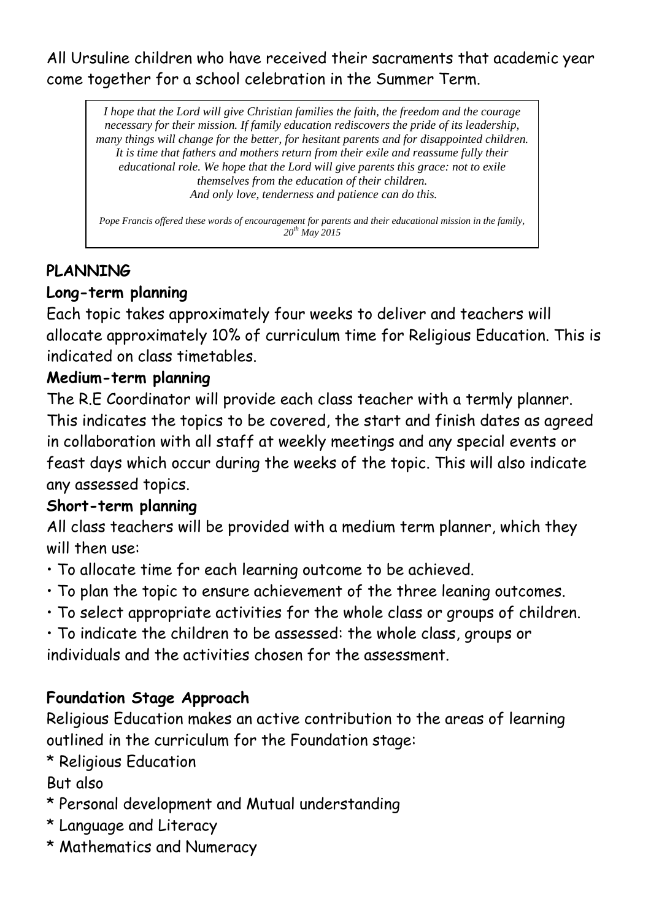All Ursuline children who have received their sacraments that academic year come together for a school celebration in the Summer Term.

> *I hope that the Lord will give Christian families the faith, the freedom and the courage necessary for their mission. If family education rediscovers the pride of its leadership, many things will change for the better, for hesitant parents and for disappointed children. It is time that fathers and mothers return from their exile and reassume fully their educational role. We hope that the Lord will give parents this grace: not to exile themselves from the education of their children.*
> *And only love, tenderness and patience can do this.*
>
> *Pope Francis offered these words of encouragement for parents and their educational mission in the family, 20th May 2015*

## PLANNING

### Long-term planning

Each topic takes approximately four weeks to deliver and teachers will allocate approximately 10% of curriculum time for Religious Education. This is indicated on class timetables.

### Medium-term planning

The R.E Coordinator will provide each class teacher with a termly planner. This indicates the topics to be covered, the start and finish dates as agreed in collaboration with all staff at weekly meetings and any special events or feast days which occur during the weeks of the topic. This will also indicate any assessed topics.

### Short-term planning

All class teachers will be provided with a medium term planner, which they will then use:

- To allocate time for each learning outcome to be achieved.
- To plan the topic to ensure achievement of the three leaning outcomes.
- To select appropriate activities for the whole class or groups of children.
- To indicate the children to be assessed: the whole class, groups or individuals and the activities chosen for the assessment.

### Foundation Stage Approach

Religious Education makes an active contribution to the areas of learning outlined in the curriculum for the Foundation stage:

* Religious Education

But also

* Personal development and Mutual understanding
* Language and Literacy
* Mathematics and Numeracy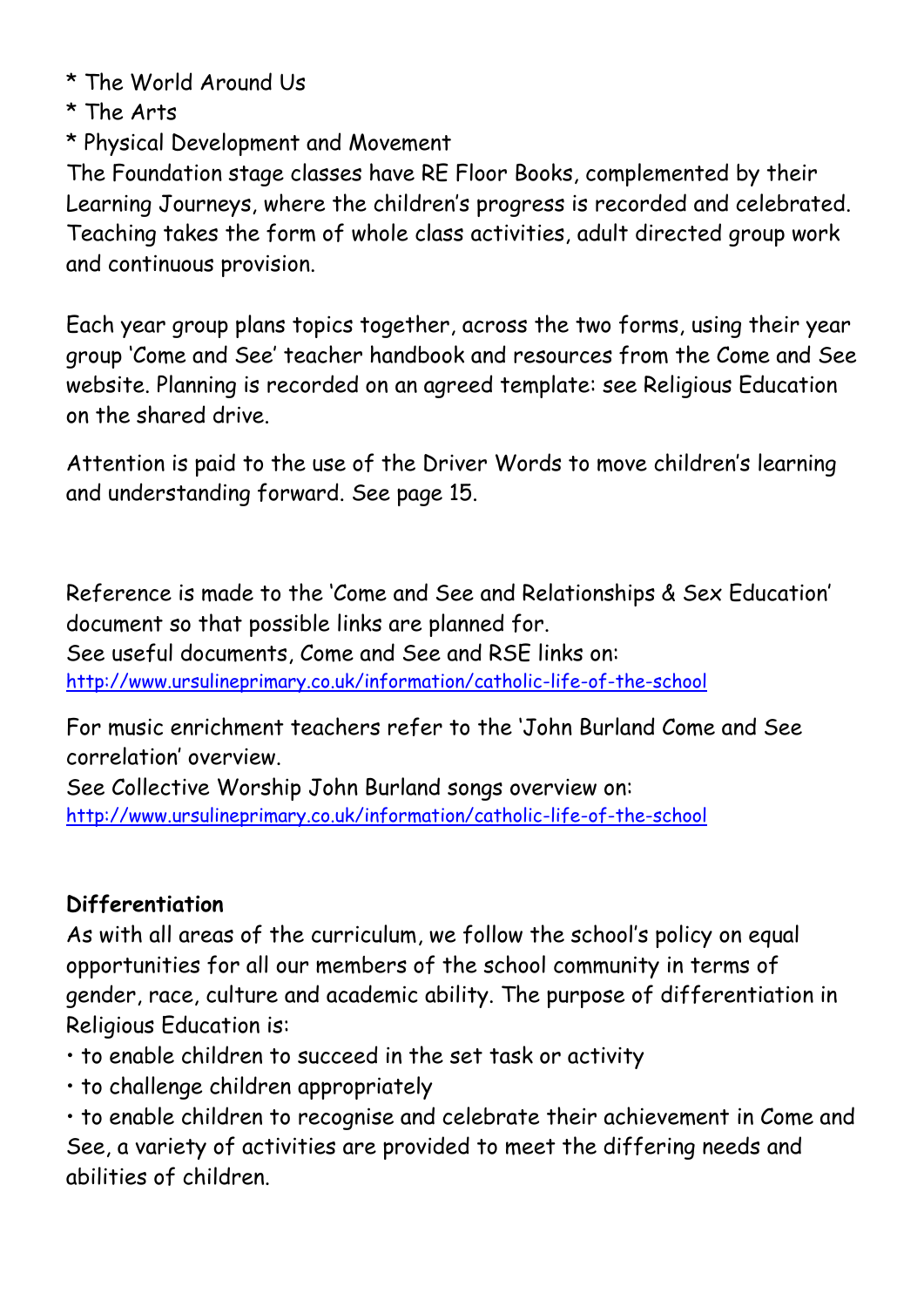* The World Around Us
* The Arts
* Physical Development and Movement

The Foundation stage classes have RE Floor Books, complemented by their Learning Journeys, where the children's progress is recorded and celebrated. Teaching takes the form of whole class activities, adult directed group work and continuous provision.

Each year group plans topics together, across the two forms, using their year group 'Come and See' teacher handbook and resources from the Come and See website. Planning is recorded on an agreed template: see Religious Education on the shared drive.

Attention is paid to the use of the Driver Words to move children's learning and understanding forward. See page 15.

Reference is made to the 'Come and See and Relationships & Sex Education' document so that possible links are planned for.
See useful documents, Come and See and RSE links on:
[http://www.ursulineprimary.co.uk/information/catholic-life-of-the-school](http://www.ursulineprimary.co.uk/information/catholic-life-of-the-school)

For music enrichment teachers refer to the 'John Burland Come and See correlation' overview.
See Collective Worship John Burland songs overview on:
[http://www.ursulineprimary.co.uk/information/catholic-life-of-the-school](http://www.ursulineprimary.co.uk/information/catholic-life-of-the-school)

**Differentiation**

As with all areas of the curriculum, we follow the school's policy on equal opportunities for all our members of the school community in terms of gender, race, culture and academic ability. The purpose of differentiation in Religious Education is:

- to enable children to succeed in the set task or activity
- to challenge children appropriately
- to enable children to recognise and celebrate their achievement in Come and See, a variety of activities are provided to meet the differing needs and abilities of children.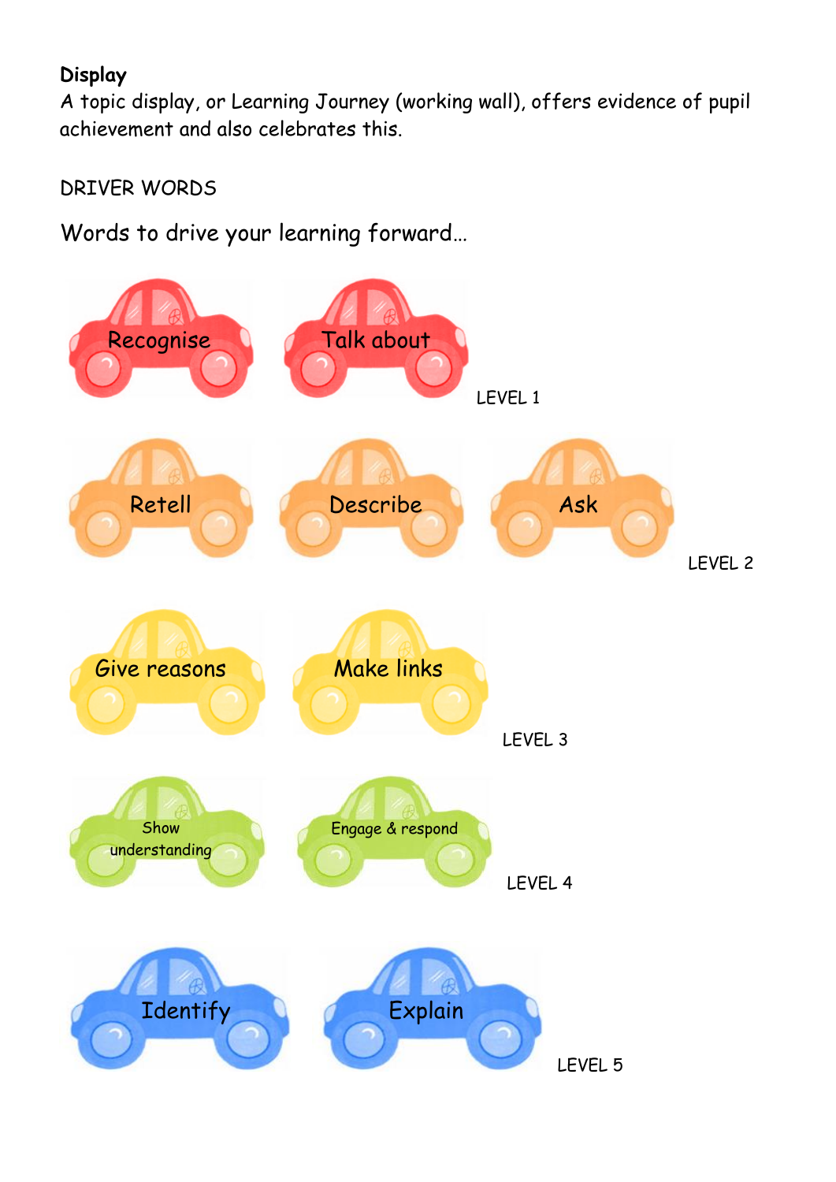**Display**

A topic display, or Learning Journey (working wall), offers evidence of pupil achievement and also celebrates this.

DRIVER WORDS

Words to drive your learning forward…

Recognise

Talk about

LEVEL 1

Retell

Describe

Ask

LEVEL 2

Give reasons

Make links

LEVEL 3

Show understanding

Engage & respond

LEVEL 4

Identify

Explain

LEVEL 5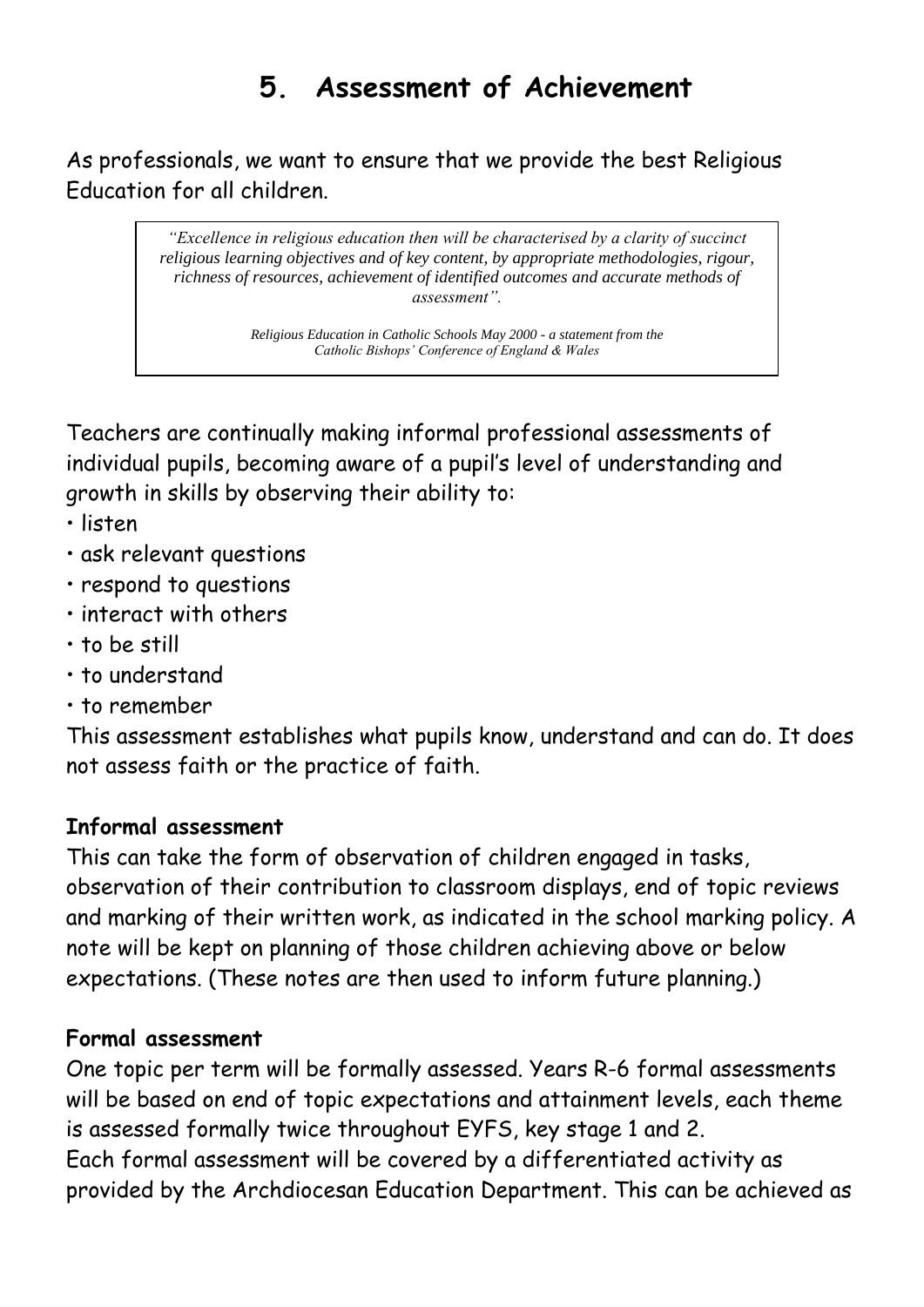# 5. Assessment of Achievement

As professionals, we want to ensure that we provide the best Religious Education for all children.

> *"Excellence in religious education then will be characterised by a clarity of succinct religious learning objectives and of key content, by appropriate methodologies, rigour, richness of resources, achievement of identified outcomes and accurate methods of assessment".*
>
> *Religious Education in Catholic Schools May 2000 - a statement from the Catholic Bishops' Conference of England & Wales*

Teachers are continually making informal professional assessments of individual pupils, becoming aware of a pupil's level of understanding and growth in skills by observing their ability to:

- listen
- ask relevant questions
- respond to questions
- interact with others
- to be still
- to understand
- to remember

This assessment establishes what pupils know, understand and can do. It does not assess faith or the practice of faith.

**Informal assessment**

This can take the form of observation of children engaged in tasks, observation of their contribution to classroom displays, end of topic reviews and marking of their written work, as indicated in the school marking policy. A note will be kept on planning of those children achieving above or below expectations. (These notes are then used to inform future planning.)

**Formal assessment**

One topic per term will be formally assessed. Years R-6 formal assessments will be based on end of topic expectations and attainment levels, each theme is assessed formally twice throughout EYFS, key stage 1 and 2.

Each formal assessment will be covered by a differentiated activity as provided by the Archdiocesan Education Department. This can be achieved as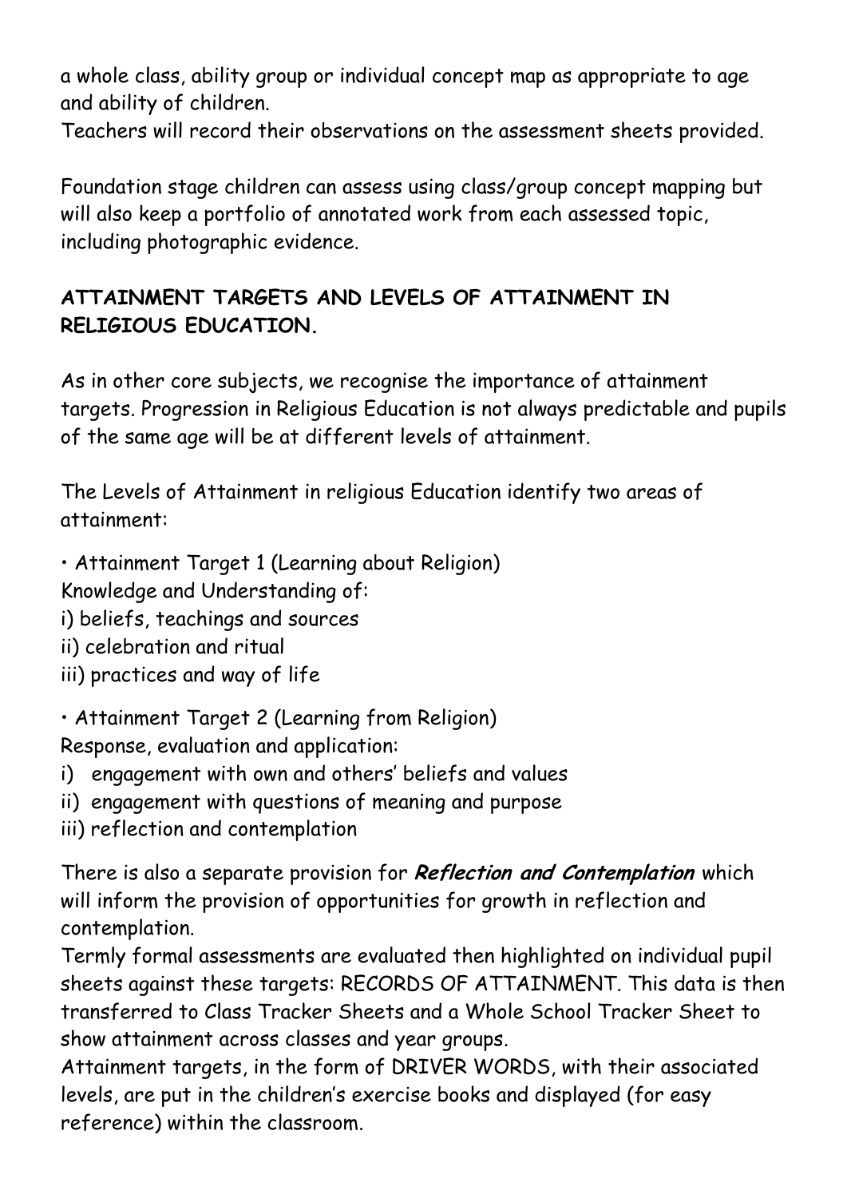a whole class, ability group or individual concept map as appropriate to age and ability of children.
Teachers will record their observations on the assessment sheets provided.

Foundation stage children can assess using class/group concept mapping but will also keep a portfolio of annotated work from each assessed topic, including photographic evidence.

## ATTAINMENT TARGETS AND LEVELS OF ATTAINMENT IN RELIGIOUS EDUCATION.

As in other core subjects, we recognise the importance of attainment targets. Progression in Religious Education is not always predictable and pupils of the same age will be at different levels of attainment.

The Levels of Attainment in religious Education identify two areas of attainment:

• Attainment Target 1 (Learning about Religion)
Knowledge and Understanding of:
i) beliefs, teachings and sources
ii) celebration and ritual
iii) practices and way of life

• Attainment Target 2 (Learning from Religion)
Response, evaluation and application:
i) engagement with own and others' beliefs and values
ii) engagement with questions of meaning and purpose
iii) reflection and contemplation

There is also a separate provision for ***Reflection and Contemplation*** which will inform the provision of opportunities for growth in reflection and contemplation.
Termly formal assessments are evaluated then highlighted on individual pupil sheets against these targets: RECORDS OF ATTAINMENT. This data is then transferred to Class Tracker Sheets and a Whole School Tracker Sheet to show attainment across classes and year groups.
Attainment targets, in the form of DRIVER WORDS, with their associated levels, are put in the children's exercise books and displayed (for easy reference) within the classroom.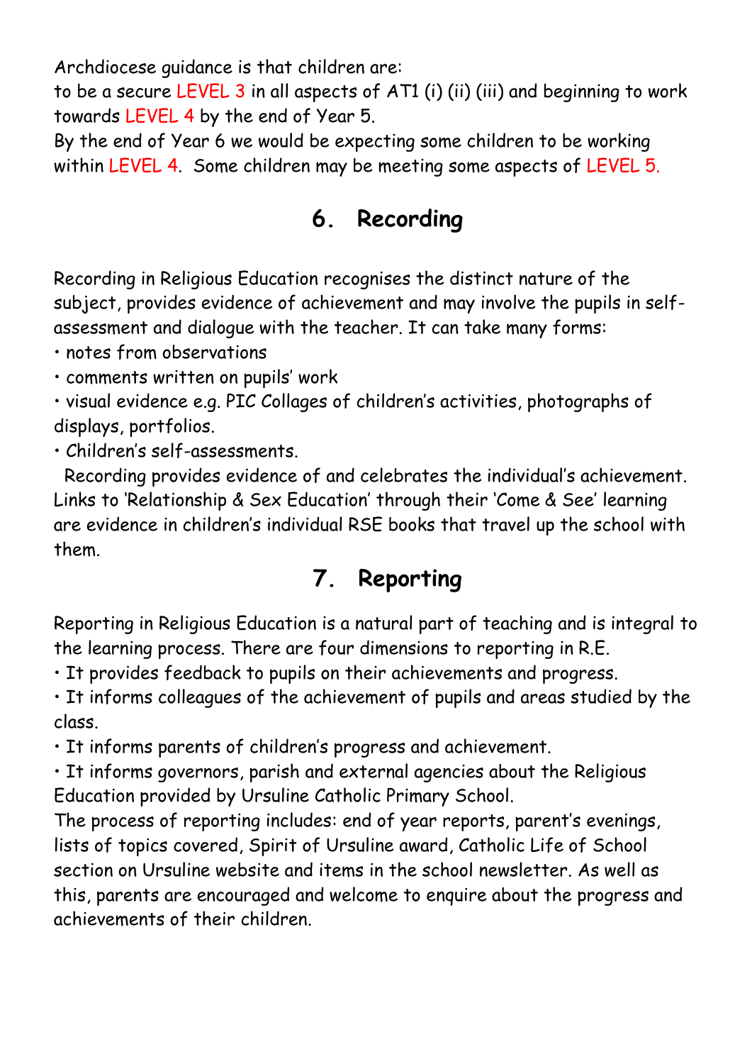Archdiocese guidance is that children are:
to be a secure LEVEL 3 in all aspects of AT1 (i) (ii) (iii) and beginning to work towards LEVEL 4 by the end of Year 5.
By the end of Year 6 we would be expecting some children to be working within LEVEL 4. Some children may be meeting some aspects of LEVEL 5.

## 6. Recording

Recording in Religious Education recognises the distinct nature of the subject, provides evidence of achievement and may involve the pupils in self-assessment and dialogue with the teacher. It can take many forms:

- notes from observations
- comments written on pupils' work
- visual evidence e.g. PIC Collages of children's activities, photographs of displays, portfolios.
- Children's self-assessments.

Recording provides evidence of and celebrates the individual's achievement. Links to 'Relationship & Sex Education' through their 'Come & See' learning are evidence in children's individual RSE books that travel up the school with them.

## 7. Reporting

Reporting in Religious Education is a natural part of teaching and is integral to the learning process. There are four dimensions to reporting in R.E.

- It provides feedback to pupils on their achievements and progress.
- It informs colleagues of the achievement of pupils and areas studied by the class.
- It informs parents of children's progress and achievement.
- It informs governors, parish and external agencies about the Religious Education provided by Ursuline Catholic Primary School.

The process of reporting includes: end of year reports, parent's evenings, lists of topics covered, Spirit of Ursuline award, Catholic Life of School section on Ursuline website and items in the school newsletter. As well as this, parents are encouraged and welcome to enquire about the progress and achievements of their children.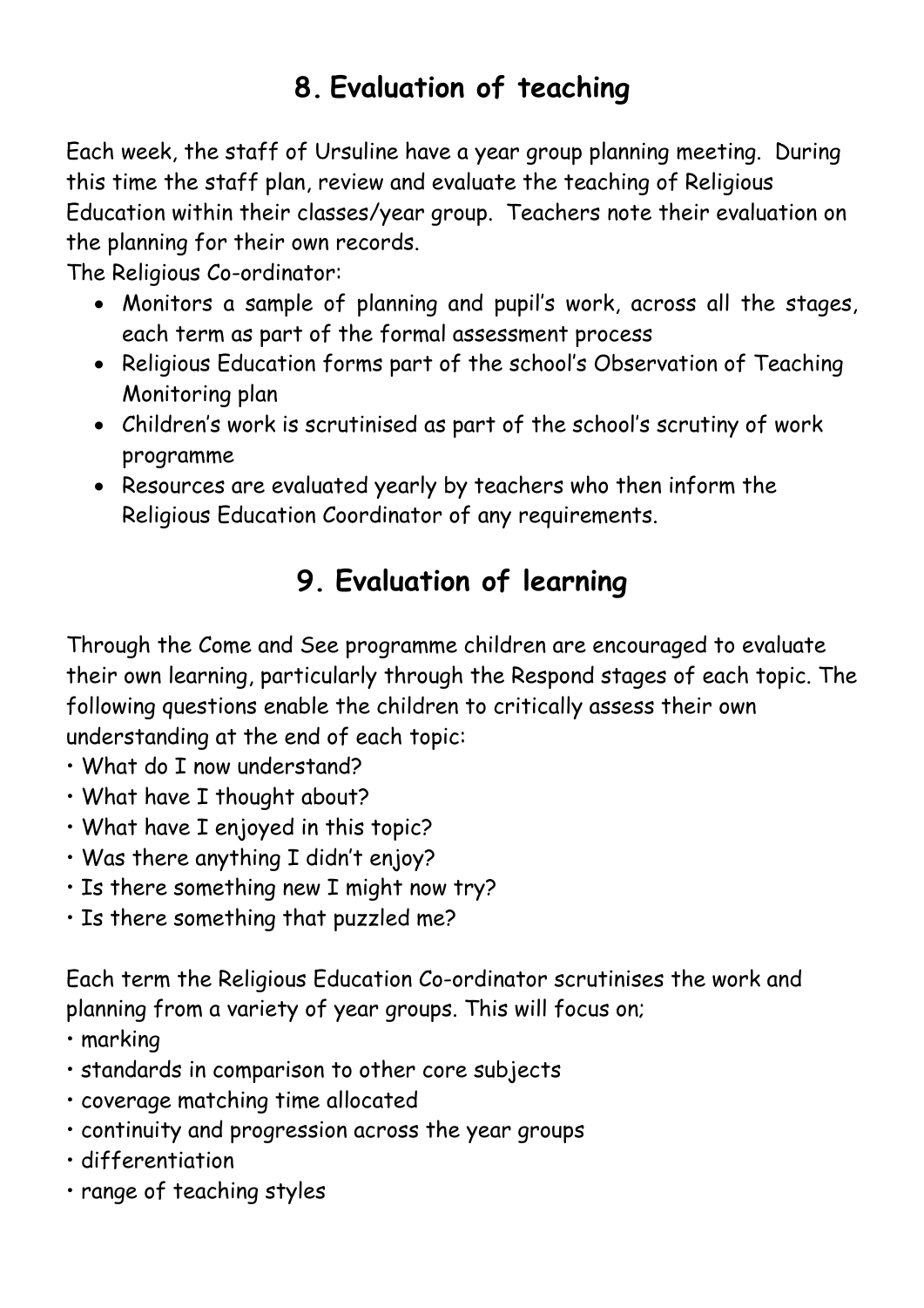## 8. Evaluation of teaching

Each week, the staff of Ursuline have a year group planning meeting. During this time the staff plan, review and evaluate the teaching of Religious Education within their classes/year group. Teachers note their evaluation on the planning for their own records.

The Religious Co-ordinator:

- Monitors a sample of planning and pupil's work, across all the stages, each term as part of the formal assessment process
- Religious Education forms part of the school's Observation of Teaching Monitoring plan
- Children's work is scrutinised as part of the school's scrutiny of work programme
- Resources are evaluated yearly by teachers who then inform the Religious Education Coordinator of any requirements.

## 9. Evaluation of learning

Through the Come and See programme children are encouraged to evaluate their own learning, particularly through the Respond stages of each topic. The following questions enable the children to critically assess their own understanding at the end of each topic:

- What do I now understand?
- What have I thought about?
- What have I enjoyed in this topic?
- Was there anything I didn't enjoy?
- Is there something new I might now try?
- Is there something that puzzled me?

Each term the Religious Education Co-ordinator scrutinises the work and planning from a variety of year groups. This will focus on;

- marking
- standards in comparison to other core subjects
- coverage matching time allocated
- continuity and progression across the year groups
- differentiation
- range of teaching styles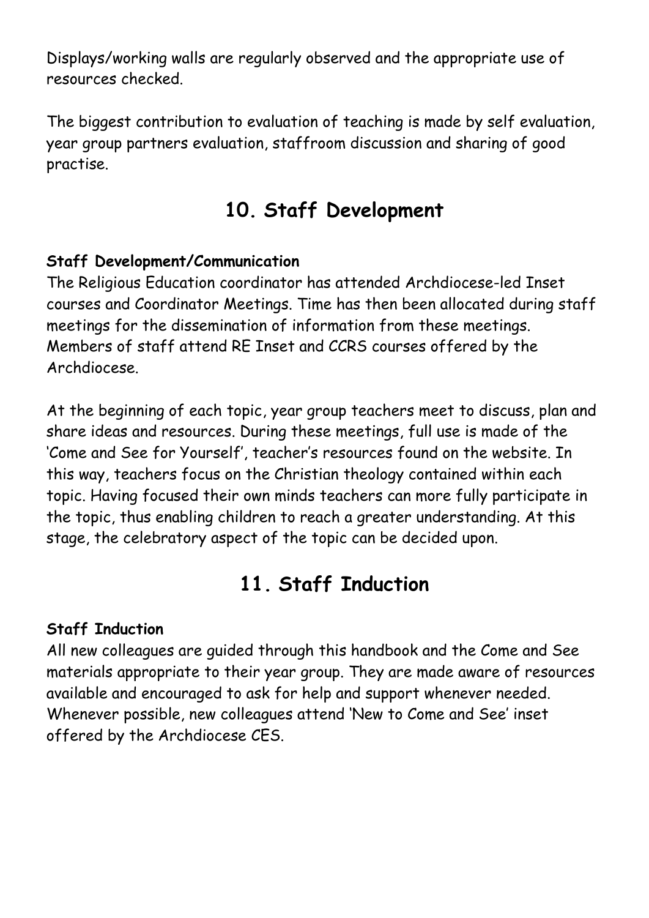Displays/working walls are regularly observed and the appropriate use of resources checked.

The biggest contribution to evaluation of teaching is made by self evaluation, year group partners evaluation, staffroom discussion and sharing of good practise.

## 10. Staff Development

**Staff Development/Communication**

The Religious Education coordinator has attended Archdiocese-led Inset courses and Coordinator Meetings. Time has then been allocated during staff meetings for the dissemination of information from these meetings. Members of staff attend RE Inset and CCRS courses offered by the Archdiocese.

At the beginning of each topic, year group teachers meet to discuss, plan and share ideas and resources. During these meetings, full use is made of the 'Come and See for Yourself', teacher's resources found on the website. In this way, teachers focus on the Christian theology contained within each topic. Having focused their own minds teachers can more fully participate in the topic, thus enabling children to reach a greater understanding. At this stage, the celebratory aspect of the topic can be decided upon.

## 11. Staff Induction

**Staff Induction**

All new colleagues are guided through this handbook and the Come and See materials appropriate to their year group. They are made aware of resources available and encouraged to ask for help and support whenever needed. Whenever possible, new colleagues attend 'New to Come and See' inset offered by the Archdiocese CES.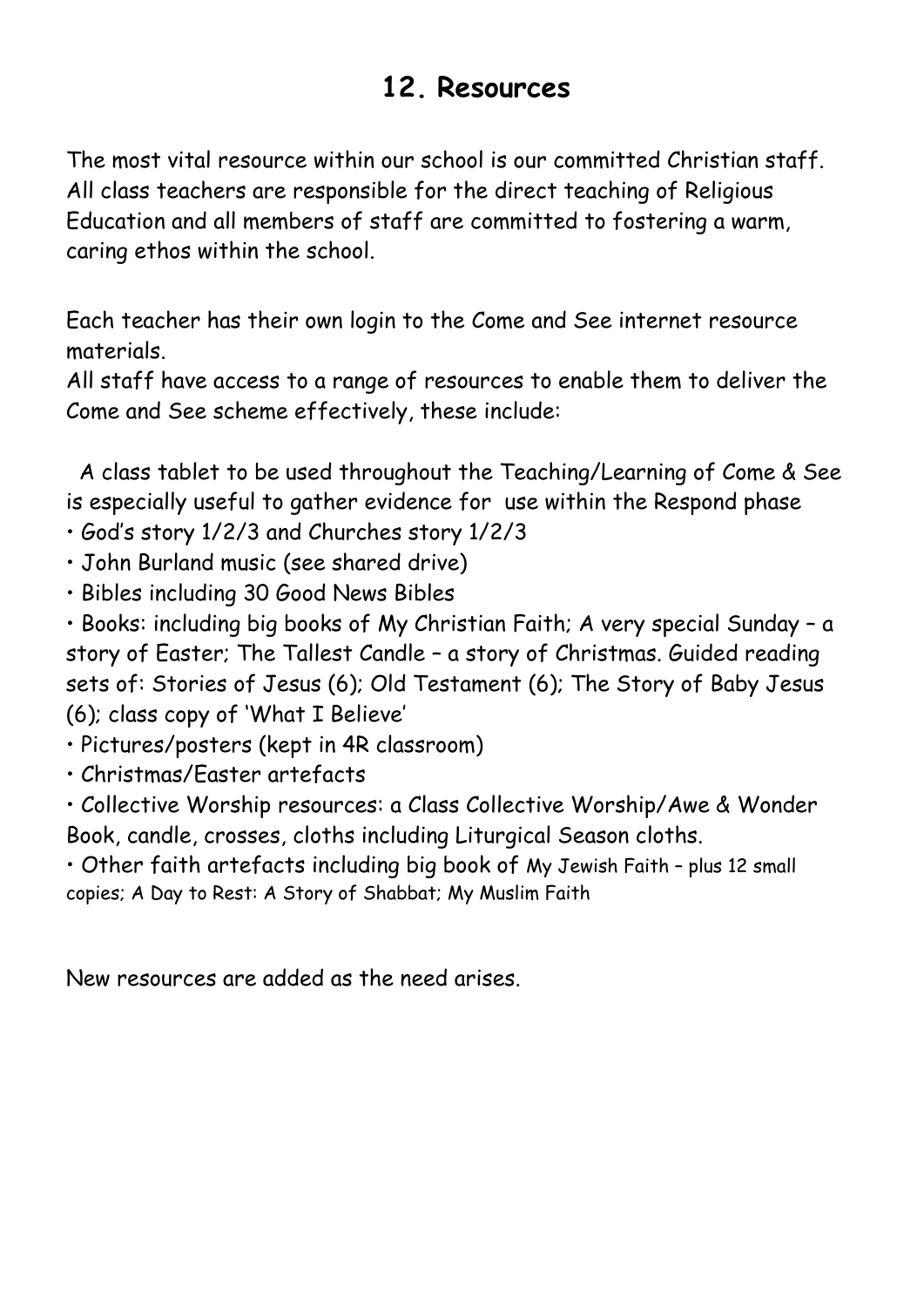## 12. Resources

The most vital resource within our school is our committed Christian staff. All class teachers are responsible for the direct teaching of Religious Education and all members of staff are committed to fostering a warm, caring ethos within the school.

Each teacher has their own login to the Come and See internet resource materials.
All staff have access to a range of resources to enable them to deliver the Come and See scheme effectively, these include:

A class tablet to be used throughout the Teaching/Learning of Come & See is especially useful to gather evidence for use within the Respond phase

- God's story 1/2/3 and Churches story 1/2/3
- John Burland music (see shared drive)
- Bibles including 30 Good News Bibles
- Books: including big books of My Christian Faith; A very special Sunday – a story of Easter; The Tallest Candle – a story of Christmas. Guided reading sets of: Stories of Jesus (6); Old Testament (6); The Story of Baby Jesus (6); class copy of 'What I Believe'
- Pictures/posters (kept in 4R classroom)
- Christmas/Easter artefacts
- Collective Worship resources: a Class Collective Worship/Awe & Wonder Book, candle, crosses, cloths including Liturgical Season cloths.
- Other faith artefacts including big book of My Jewish Faith – plus 12 small copies; A Day to Rest: A Story of Shabbat; My Muslim Faith

New resources are added as the need arises.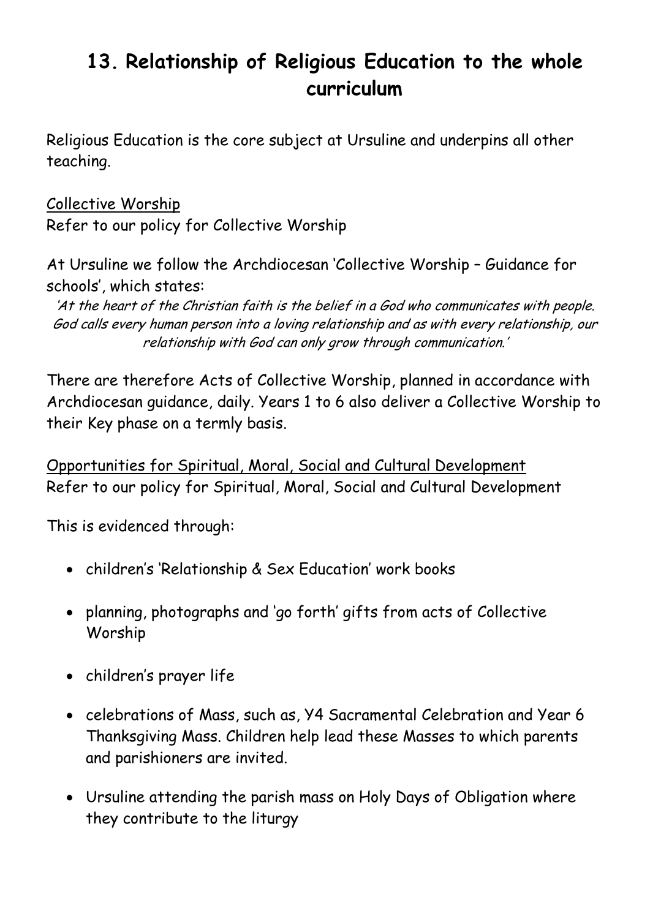# 13. Relationship of Religious Education to the whole curriculum

Religious Education is the core subject at Ursuline and underpins all other teaching.

Collective Worship
Refer to our policy for Collective Worship

At Ursuline we follow the Archdiocesan 'Collective Worship – Guidance for schools', which states:

*'At the heart of the Christian faith is the belief in a God who communicates with people. God calls every human person into a loving relationship and as with every relationship, our relationship with God can only grow through communication.'*

There are therefore Acts of Collective Worship, planned in accordance with Archdiocesan guidance, daily. Years 1 to 6 also deliver a Collective Worship to their Key phase on a termly basis.

Opportunities for Spiritual, Moral, Social and Cultural Development
Refer to our policy for Spiritual, Moral, Social and Cultural Development

This is evidenced through:

- children's 'Relationship & Sex Education' work books
- planning, photographs and 'go forth' gifts from acts of Collective Worship
- children's prayer life
- celebrations of Mass, such as, Y4 Sacramental Celebration and Year 6 Thanksgiving Mass. Children help lead these Masses to which parents and parishioners are invited.
- Ursuline attending the parish mass on Holy Days of Obligation where they contribute to the liturgy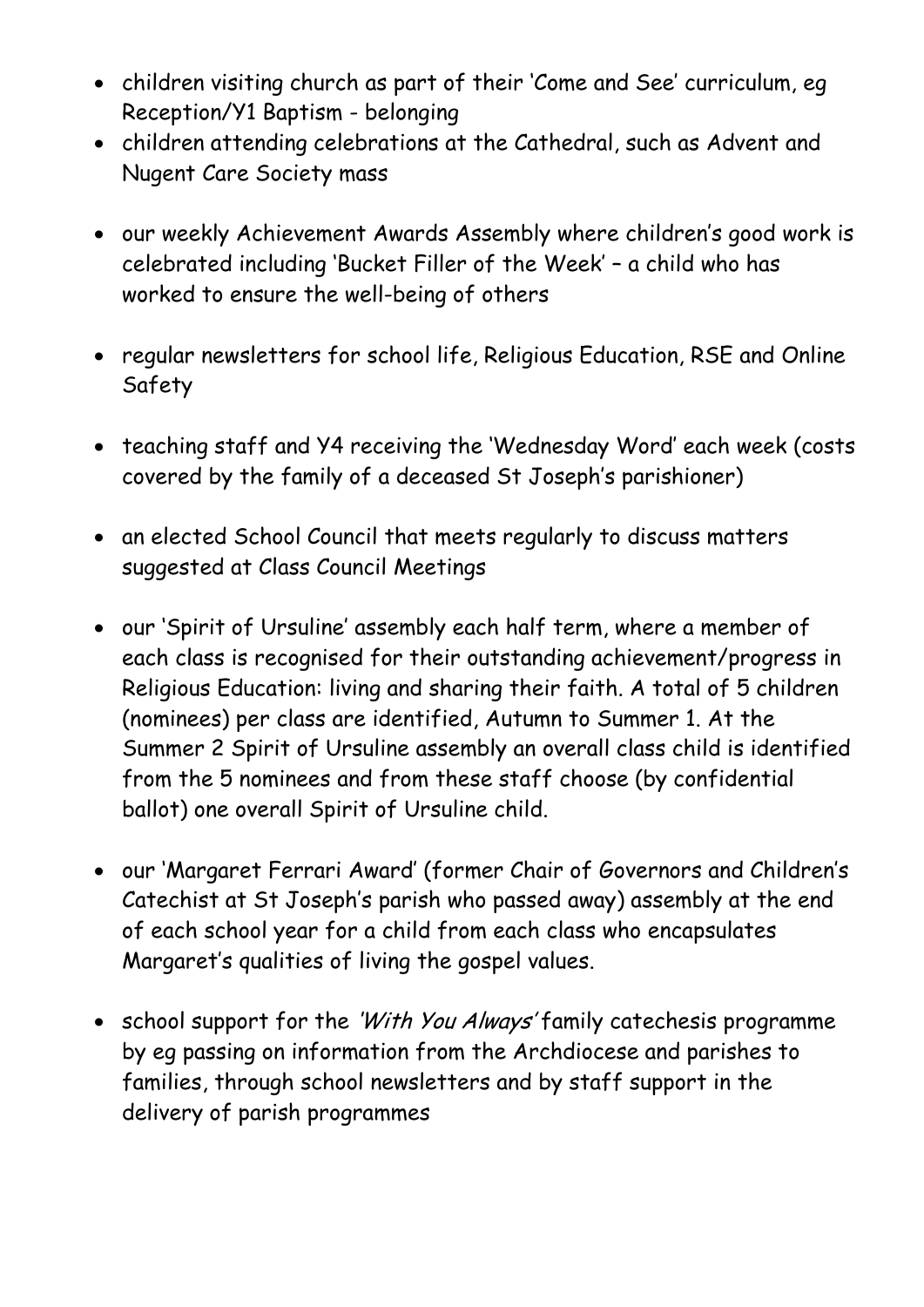- children visiting church as part of their 'Come and See' curriculum, eg Reception/Y1 Baptism - belonging
- children attending celebrations at the Cathedral, such as Advent and Nugent Care Society mass

- our weekly Achievement Awards Assembly where children's good work is celebrated including 'Bucket Filler of the Week' – a child who has worked to ensure the well-being of others

- regular newsletters for school life, Religious Education, RSE and Online Safety

- teaching staff and Y4 receiving the 'Wednesday Word' each week (costs covered by the family of a deceased St Joseph's parishioner)

- an elected School Council that meets regularly to discuss matters suggested at Class Council Meetings

- our 'Spirit of Ursuline' assembly each half term, where a member of each class is recognised for their outstanding achievement/progress in Religious Education: living and sharing their faith. A total of 5 children (nominees) per class are identified, Autumn to Summer 1. At the Summer 2 Spirit of Ursuline assembly an overall class child is identified from the 5 nominees and from these staff choose (by confidential ballot) one overall Spirit of Ursuline child.

- our 'Margaret Ferrari Award' (former Chair of Governors and Children's Catechist at St Joseph's parish who passed away) assembly at the end of each school year for a child from each class who encapsulates Margaret's qualities of living the gospel values.

- school support for the *'With You Always'* family catechesis programme by eg passing on information from the Archdiocese and parishes to families, through school newsletters and by staff support in the delivery of parish programmes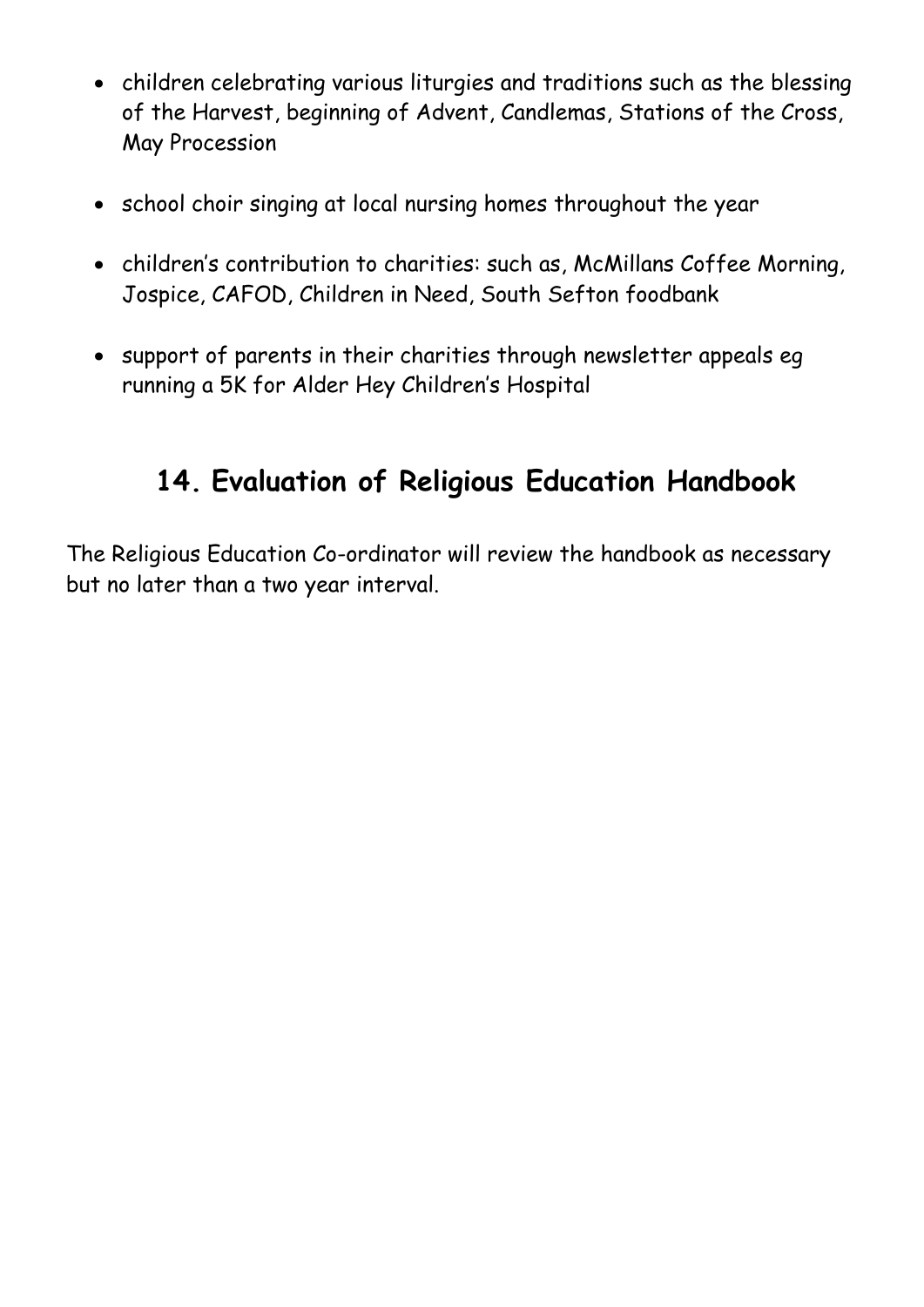- children celebrating various liturgies and traditions such as the blessing of the Harvest, beginning of Advent, Candlemas, Stations of the Cross, May Procession
- school choir singing at local nursing homes throughout the year
- children's contribution to charities: such as, McMillans Coffee Morning, Jospice, CAFOD, Children in Need, South Sefton foodbank
- support of parents in their charities through newsletter appeals eg running a 5K for Alder Hey Children's Hospital

## 14. Evaluation of Religious Education Handbook

The Religious Education Co-ordinator will review the handbook as necessary but no later than a two year interval.